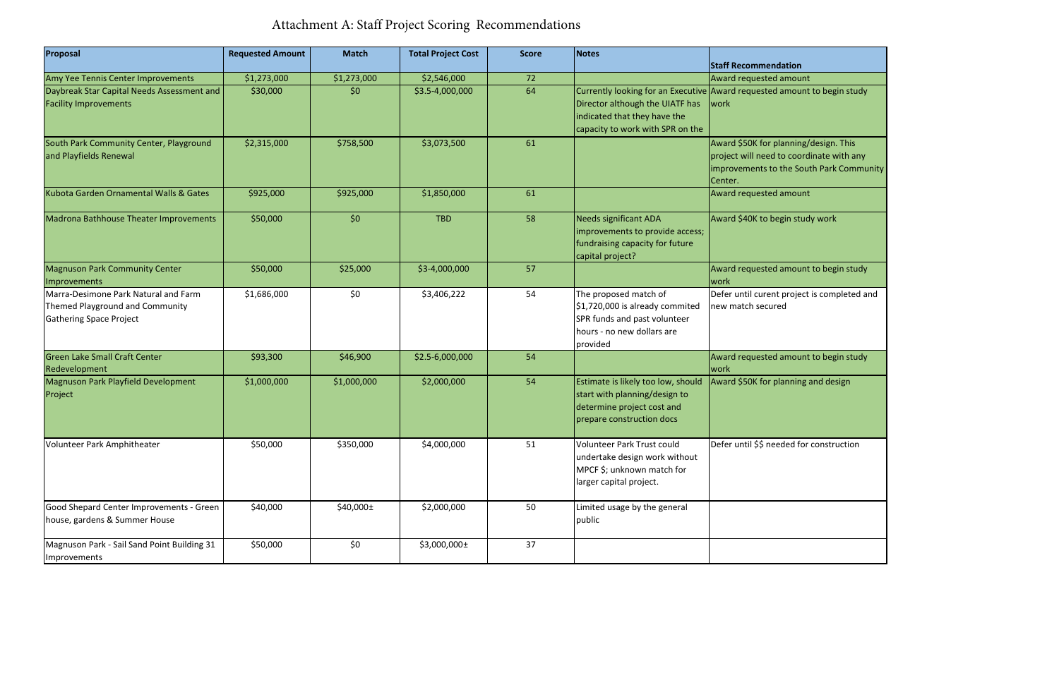# Attachment A: Staff Project Scoring Recommendations

| Proposal | Requested Amount | Match | Total Project Cost | Score | Notes | Staff Recommendation |
|---|---|---|---|---|---|---|
| Amy Yee Tennis Center Improvements | $1,273,000 | $1,273,000 | $2,546,000 | 72 | | Award requested amount |
| Daybreak Star Capital Needs Assessment and Facility Improvements | $30,000 | $0 | $3.5-4,000,000 | 64 | Currently looking for an Executive Director although the UIATF has indicated that they have the capacity to work with SPR on the | Award requested amount to begin study work |
| South Park Community Center, Playground and Playfields Renewal | $2,315,000 | $758,500 | $3,073,500 | 61 | | Award $50K for planning/design. This project will need to coordinate with any improvements to the South Park Community Center. |
| Kubota Garden Ornamental Walls & Gates | $925,000 | $925,000 | $1,850,000 | 61 | | Award requested amount |
| Madrona Bathhouse Theater Improvements | $50,000 | $0 | TBD | 58 | Needs significant ADA improvements to provide access; fundraising capacity for future capital project? | Award $40K to begin study work |
| Magnuson Park Community Center Improvements | $50,000 | $25,000 | $3-4,000,000 | 57 | | Award requested amount to begin study work |
| Marra-Desimone Park Natural and Farm Themed Playground and Community Gathering Space Project | $1,686,000 | $0 | $3,406,222 | 54 | The proposed match of $1,720,000 is already commited SPR funds and past volunteer hours - no new dollars are provided | Defer until curent project is completed and new match secured |
| Green Lake Small Craft Center Redevelopment | $93,300 | $46,900 | $2.5-6,000,000 | 54 | | Award requested amount to begin study work |
| Magnuson Park Playfield Development Project | $1,000,000 | $1,000,000 | $2,000,000 | 54 | Estimate is likely too low, should start with planning/design to determine project cost and prepare construction docs | Award $50K for planning and design |
| Volunteer Park Amphitheater | $50,000 | $350,000 | $4,000,000 | 51 | Volunteer Park Trust could undertake design work without MPCF $; unknown match for larger capital project. | Defer until $$ needed for construction |
| Good Shepard Center Improvements - Green house, gardens & Summer House | $40,000 | $40,000± | $2,000,000 | 50 | Limited usage by the general public | |
| Magnuson Park - Sail Sand Point Building 31 Improvements | $50,000 | $0 | $3,000,000± | 37 | | |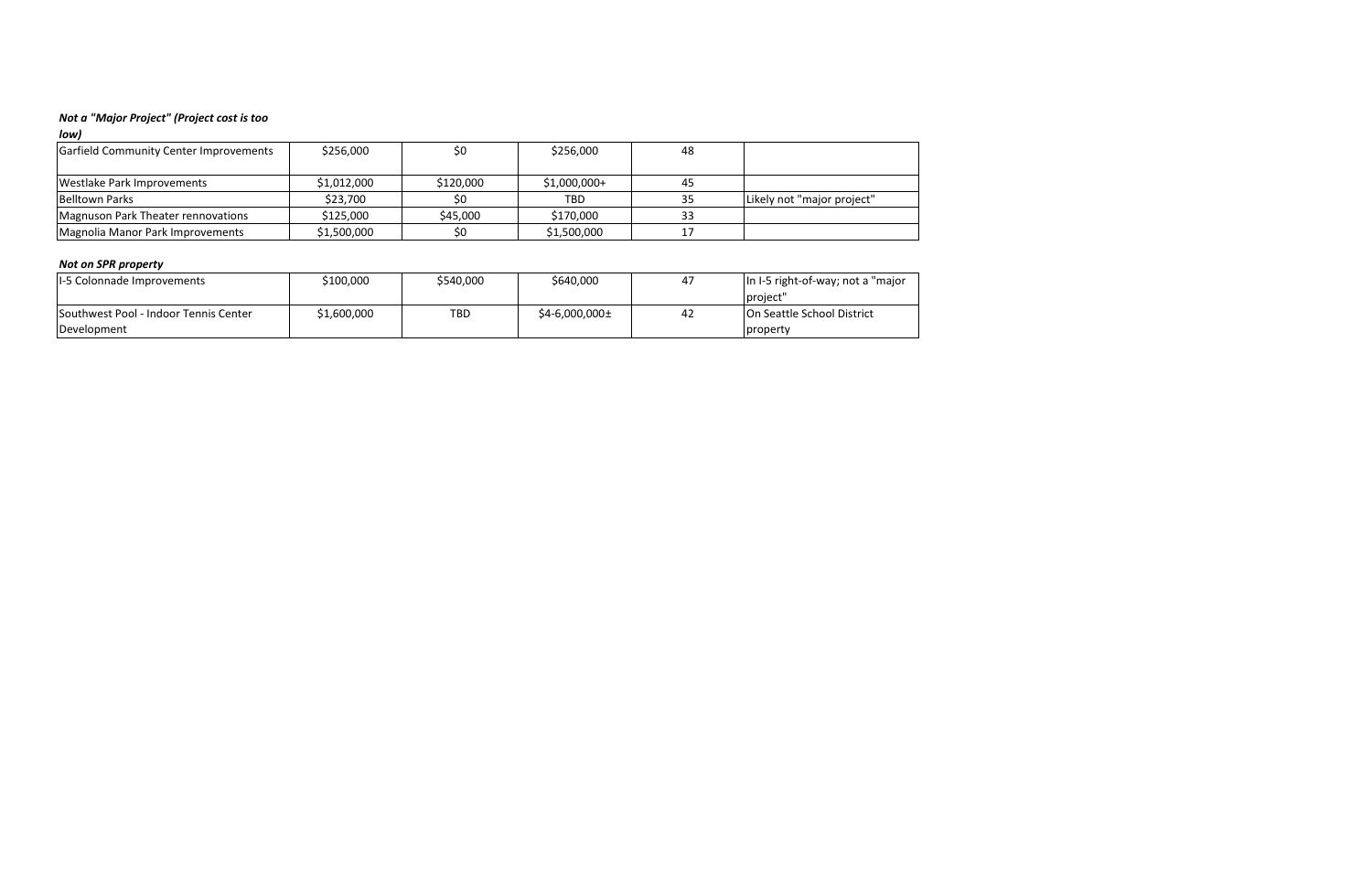***Not a "Major Project" (Project cost is too low)***

| | | | | | |
|---|---|---|---|---|---|
| Garfield Community Center Improvements | $256,000 | $0 | $256,000 | 48 | |
| Westlake Park Improvements | $1,012,000 | $120,000 | $1,000,000+ | 45 | |
| Belltown Parks | $23,700 | $0 | TBD | 35 | Likely not "major project" |
| Magnuson Park Theater rennovations | $125,000 | $45,000 | $170,000 | 33 | |
| Magnolia Manor Park Improvements | $1,500,000 | $0 | $1,500,000 | 17 | |

***Not on SPR property***

| | | | | | |
|---|---|---|---|---|---|
| I-5 Colonnade Improvements | $100,000 | $540,000 | $640,000 | 47 | In I-5 right-of-way; not a "major project" |
| Southwest Pool - Indoor Tennis Center Development | $1,600,000 | TBD | $4-6,000,000± | 42 | On Seattle School District property |